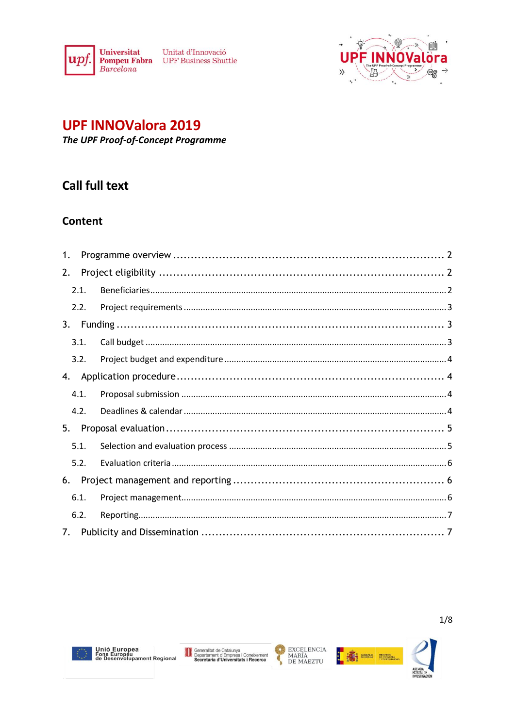Universitat Pompeu Fabra Barcelona — Unitat d'Innovació UPF Business Shuttle

# UPF INNOVAlora 2019

***The UPF Proof-of-Concept Programme***

## Call full text

### Content

1. Programme overview .......... 2
2. Project eligibility .......... 2
   - 2.1. Beneficiaries .......... 2
   - 2.2. Project requirements .......... 3
3. Funding .......... 3
   - 3.1. Call budget .......... 3
   - 3.2. Project budget and expenditure .......... 4
4. Application procedure .......... 4
   - 4.1. Proposal submission .......... 4
   - 4.2. Deadlines & calendar .......... 4
5. Proposal evaluation .......... 5
   - 5.1. Selection and evaluation process .......... 5
   - 5.2. Evaluation criteria .......... 6
6. Project management and reporting .......... 6
   - 6.1. Project management .......... 6
   - 6.2. Reporting .......... 7
7. Publicity and Dissemination .......... 7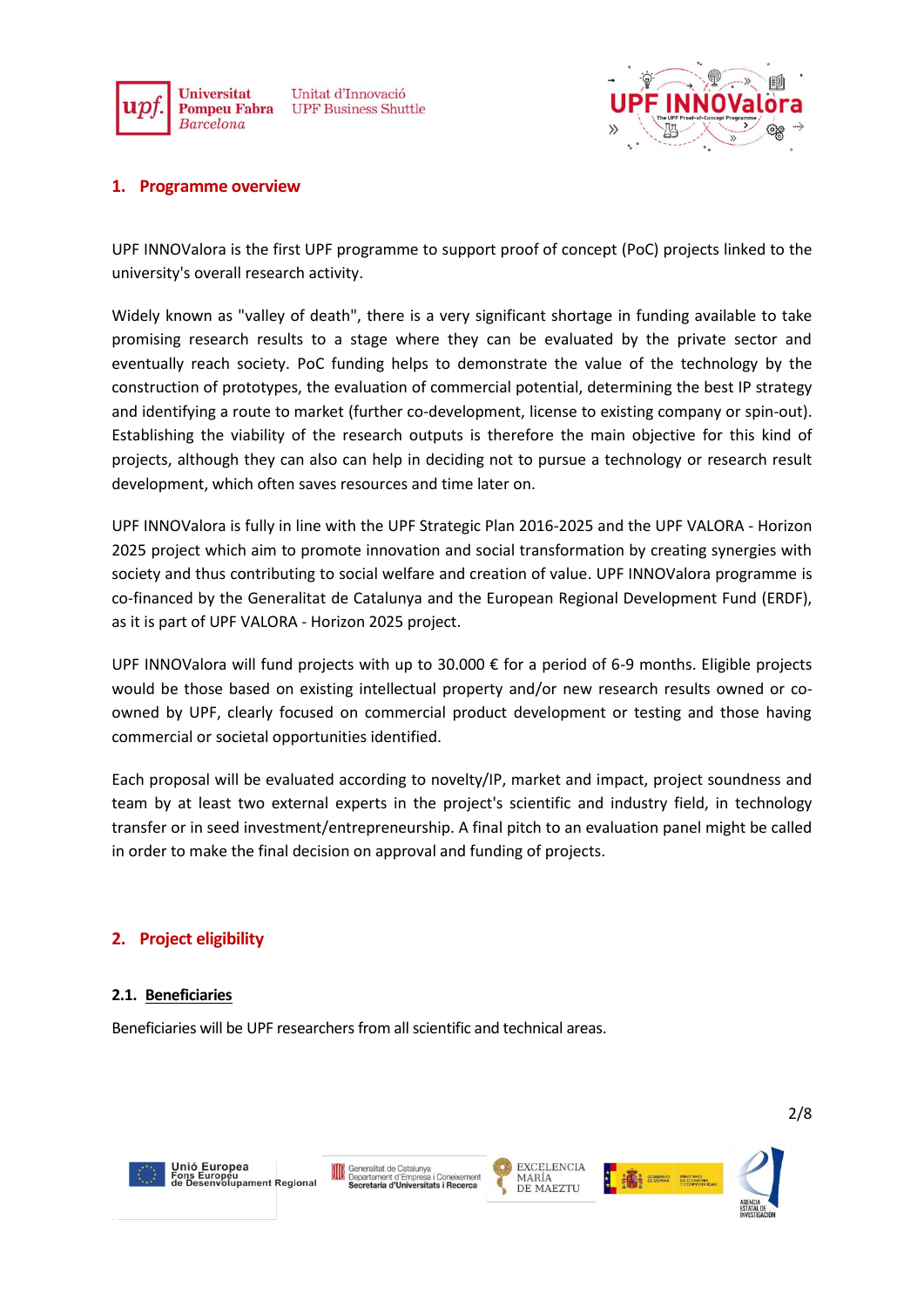## 1. Programme overview

UPF INNOValora is the first UPF programme to support proof of concept (PoC) projects linked to the university's overall research activity.

Widely known as "valley of death", there is a very significant shortage in funding available to take promising research results to a stage where they can be evaluated by the private sector and eventually reach society. PoC funding helps to demonstrate the value of the technology by the construction of prototypes, the evaluation of commercial potential, determining the best IP strategy and identifying a route to market (further co-development, license to existing company or spin-out). Establishing the viability of the research outputs is therefore the main objective for this kind of projects, although they can also can help in deciding not to pursue a technology or research result development, which often saves resources and time later on.

UPF INNOValora is fully in line with the UPF Strategic Plan 2016-2025 and the UPF VALORA - Horizon 2025 project which aim to promote innovation and social transformation by creating synergies with society and thus contributing to social welfare and creation of value. UPF INNOValora programme is co-financed by the Generalitat de Catalunya and the European Regional Development Fund (ERDF), as it is part of UPF VALORA - Horizon 2025 project.

UPF INNOValora will fund projects with up to 30.000 € for a period of 6-9 months. Eligible projects would be those based on existing intellectual property and/or new research results owned or co-owned by UPF, clearly focused on commercial product development or testing and those having commercial or societal opportunities identified.

Each proposal will be evaluated according to novelty/IP, market and impact, project soundness and team by at least two external experts in the project's scientific and industry field, in technology transfer or in seed investment/entrepreneurship. A final pitch to an evaluation panel might be called in order to make the final decision on approval and funding of projects.

## 2. Project eligibility

### 2.1. Beneficiaries

Beneficiaries will be UPF researchers from all scientific and technical areas.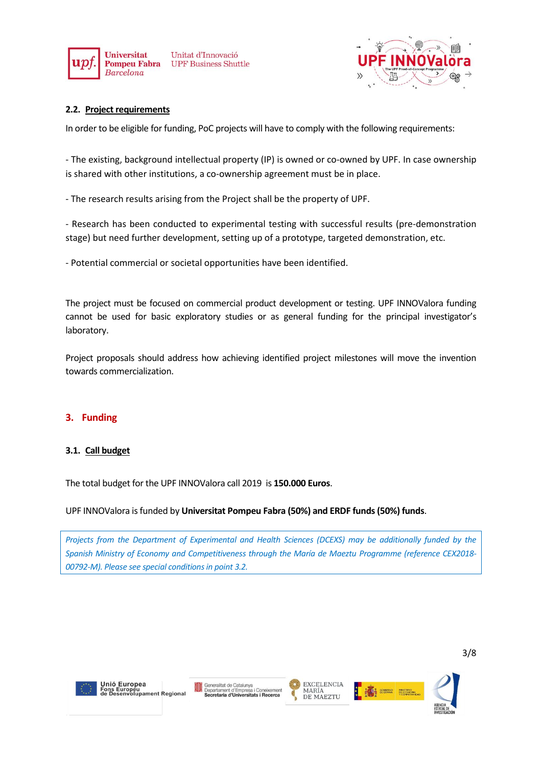### 2.2. Project requirements

In order to be eligible for funding, PoC projects will have to comply with the following requirements:

- The existing, background intellectual property (IP) is owned or co-owned by UPF. In case ownership is shared with other institutions, a co-ownership agreement must be in place.

- The research results arising from the Project shall be the property of UPF.

- Research has been conducted to experimental testing with successful results (pre-demonstration stage) but need further development, setting up of a prototype, targeted demonstration, etc.

- Potential commercial or societal opportunities have been identified.

The project must be focused on commercial product development or testing. UPF INNOValora funding cannot be used for basic exploratory studies or as general funding for the principal investigator's laboratory.

Project proposals should address how achieving identified project milestones will move the invention towards commercialization.

## 3. Funding

### 3.1. Call budget

The total budget for the UPF INNOValora call 2019 is **150.000 Euros**.

UPF INNOValora is funded by **Universitat Pompeu Fabra (50%) and ERDF funds (50%) funds**.

*Projects from the Department of Experimental and Health Sciences (DCEXS) may be additionally funded by the Spanish Ministry of Economy and Competitiveness through the María de Maeztu Programme (reference CEX2018-00792-M). Please see special conditions in point 3.2.*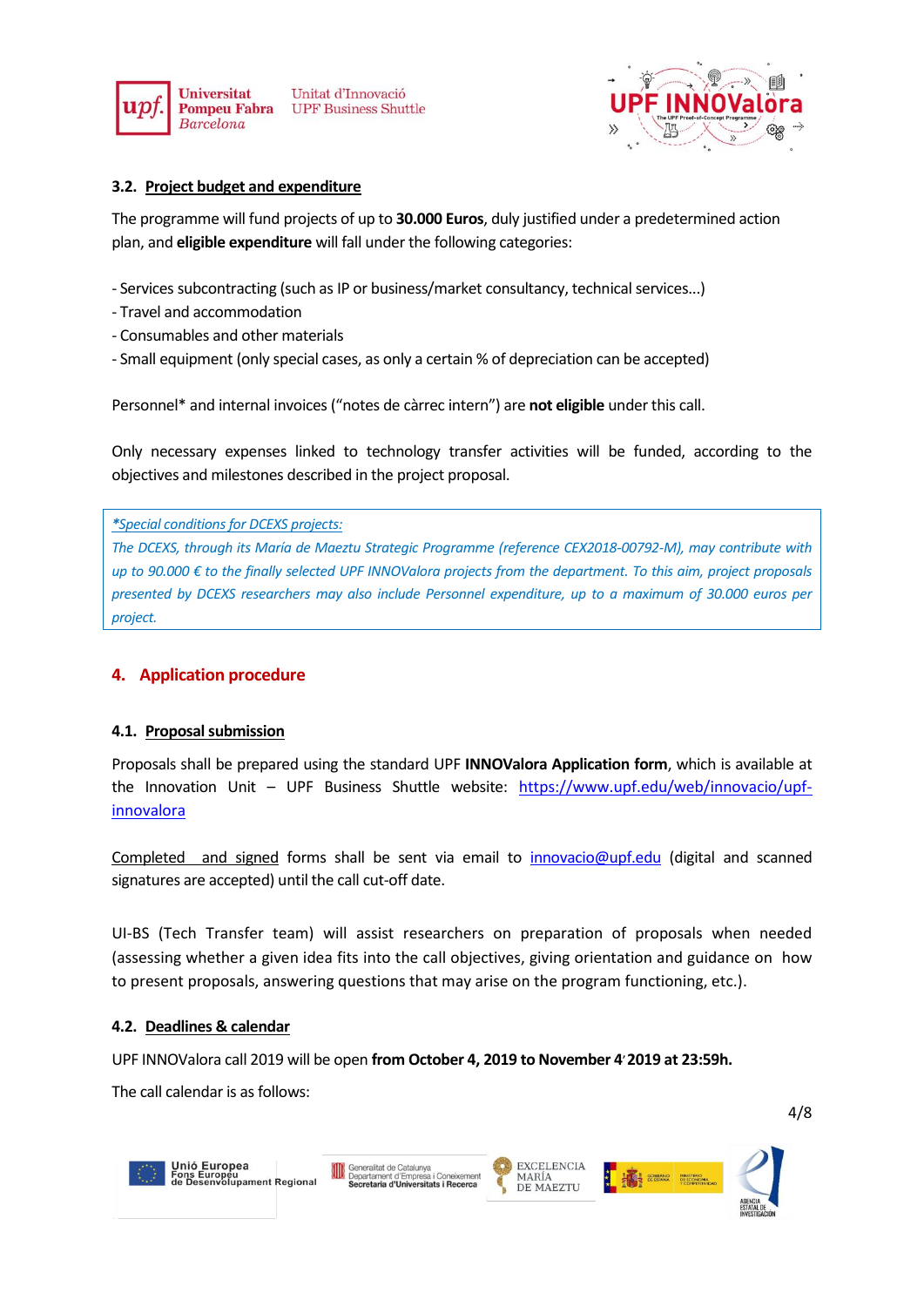### 3.2. Project budget and expenditure

The programme will fund projects of up to **30.000 Euros**, duly justified under a predetermined action plan, and **eligible expenditure** will fall under the following categories:

- Services subcontracting (such as IP or business/market consultancy, technical services...)
- Travel and accommodation
- Consumables and other materials
- Small equipment (only special cases, as only a certain % of depreciation can be accepted)

Personnel* and internal invoices ("notes de càrrec intern") are **not eligible** under this call.

Only necessary expenses linked to technology transfer activities will be funded, according to the objectives and milestones described in the project proposal.

> *Special conditions for DCEXS projects:*
> *The DCEXS, through its María de Maeztu Strategic Programme (reference CEX2018-00792-M), may contribute with up to 90.000 € to the finally selected UPF INNOVAlora projects from the department. To this aim, project proposals presented by DCEXS researchers may also include Personnel expenditure, up to a maximum of 30.000 euros per project.*

## 4. Application procedure

### 4.1. Proposal submission

Proposals shall be prepared using the standard UPF **INNOValora Application form**, which is available at the Innovation Unit – UPF Business Shuttle website: https://www.upf.edu/web/innovacio/upf-innovalora

Completed and signed forms shall be sent via email to innovacio@upf.edu (digital and scanned signatures are accepted) until the call cut-off date.

UI-BS (Tech Transfer team) will assist researchers on preparation of proposals when needed (assessing whether a given idea fits into the call objectives, giving orientation and guidance on how to present proposals, answering questions that may arise on the program functioning, etc.).

### 4.2. Deadlines & calendar

UPF INNOValora call 2019 will be open **from October 4, 2019 to November 4' 2019 at 23:59h.**

The call calendar is as follows: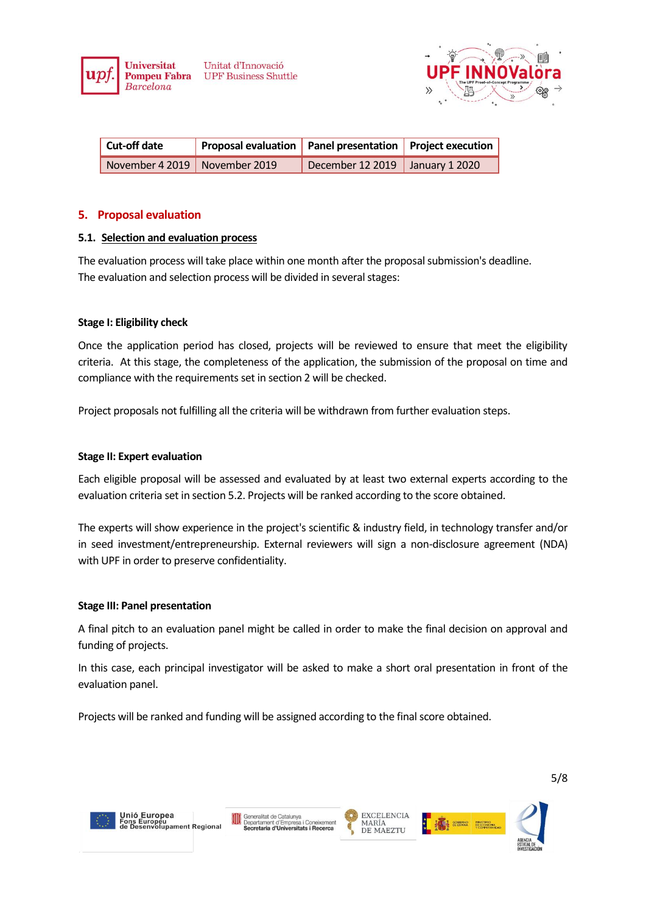| Cut-off date | Proposal evaluation | Panel presentation | Project execution |
|---|---|---|---|
| November 4 2019 | November 2019 | December 12 2019 | January 1 2020 |

## 5. Proposal evaluation

### 5.1. Selection and evaluation process

The evaluation process will take place within one month after the proposal submission's deadline.
The evaluation and selection process will be divided in several stages:

**Stage I: Eligibility check**

Once the application period has closed, projects will be reviewed to ensure that meet the eligibility criteria. At this stage, the completeness of the application, the submission of the proposal on time and compliance with the requirements set in section 2 will be checked.

Project proposals not fulfilling all the criteria will be withdrawn from further evaluation steps.

**Stage II: Expert evaluation**

Each eligible proposal will be assessed and evaluated by at least two external experts according to the evaluation criteria set in section 5.2. Projects will be ranked according to the score obtained.

The experts will show experience in the project's scientific & industry field, in technology transfer and/or in seed investment/entrepreneurship. External reviewers will sign a non-disclosure agreement (NDA) with UPF in order to preserve confidentiality.

**Stage III: Panel presentation**

A final pitch to an evaluation panel might be called in order to make the final decision on approval and funding of projects.

In this case, each principal investigator will be asked to make a short oral presentation in front of the evaluation panel.

Projects will be ranked and funding will be assigned according to the final score obtained.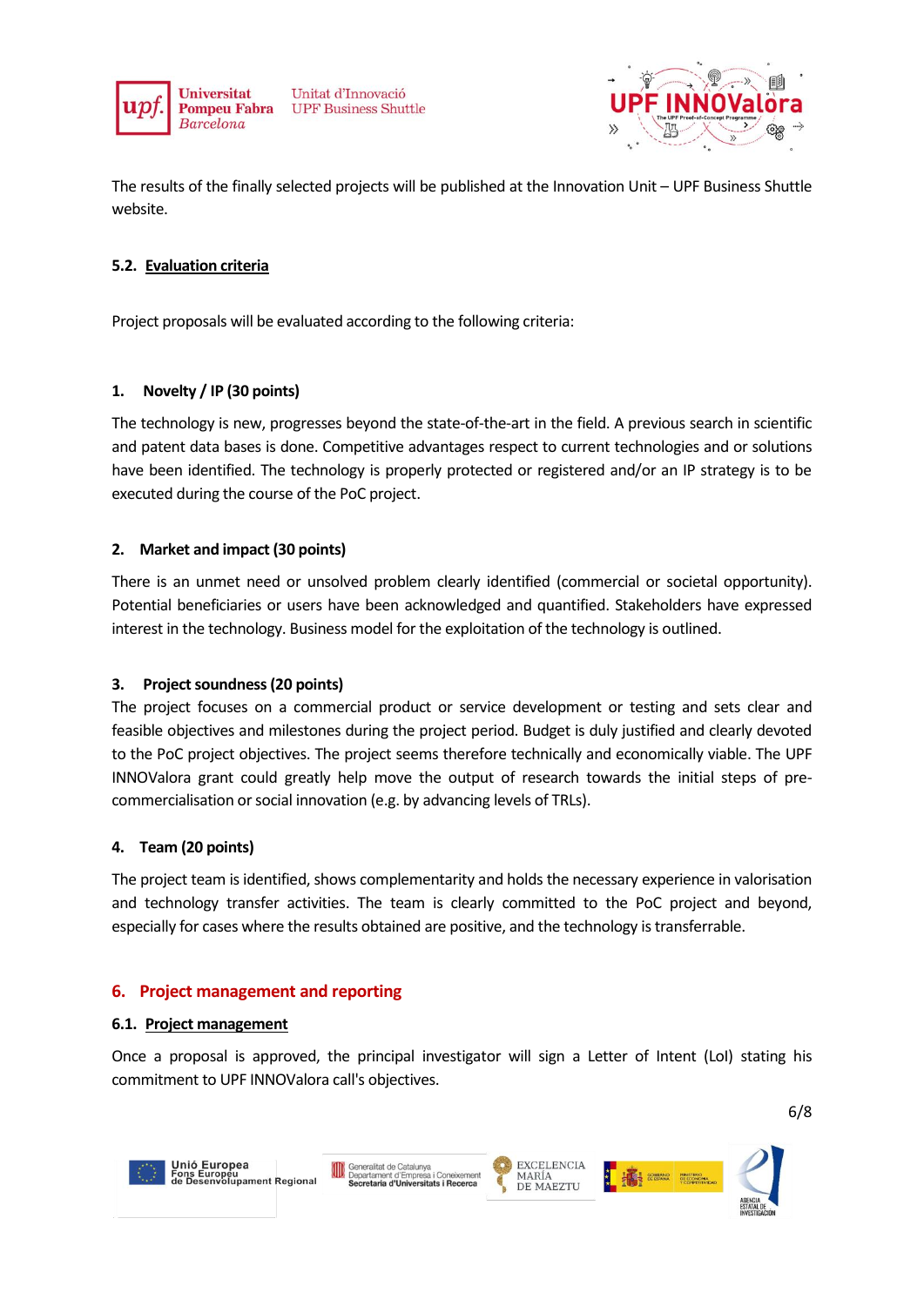The results of the finally selected projects will be published at the Innovation Unit – UPF Business Shuttle website.

### 5.2. Evaluation criteria

Project proposals will be evaluated according to the following criteria:

**1. Novelty / IP (30 points)**

The technology is new, progresses beyond the state-of-the-art in the field. A previous search in scientific and patent data bases is done. Competitive advantages respect to current technologies and or solutions have been identified. The technology is properly protected or registered and/or an IP strategy is to be executed during the course of the PoC project.

**2. Market and impact (30 points)**

There is an unmet need or unsolved problem clearly identified (commercial or societal opportunity). Potential beneficiaries or users have been acknowledged and quantified. Stakeholders have expressed interest in the technology. Business model for the exploitation of the technology is outlined.

**3. Project soundness (20 points)**

The project focuses on a commercial product or service development or testing and sets clear and feasible objectives and milestones during the project period. Budget is duly justified and clearly devoted to the PoC project objectives. The project seems therefore technically and economically viable. The UPF INNOValora grant could greatly help move the output of research towards the initial steps of pre-commercialisation or social innovation (e.g. by advancing levels of TRLs).

**4. Team (20 points)**

The project team is identified, shows complementarity and holds the necessary experience in valorisation and technology transfer activities. The team is clearly committed to the PoC project and beyond, especially for cases where the results obtained are positive, and the technology is transferrable.

## 6. Project management and reporting

### 6.1. Project management

Once a proposal is approved, the principal investigator will sign a Letter of Intent (LoI) stating his commitment to UPF INNOValora call's objectives.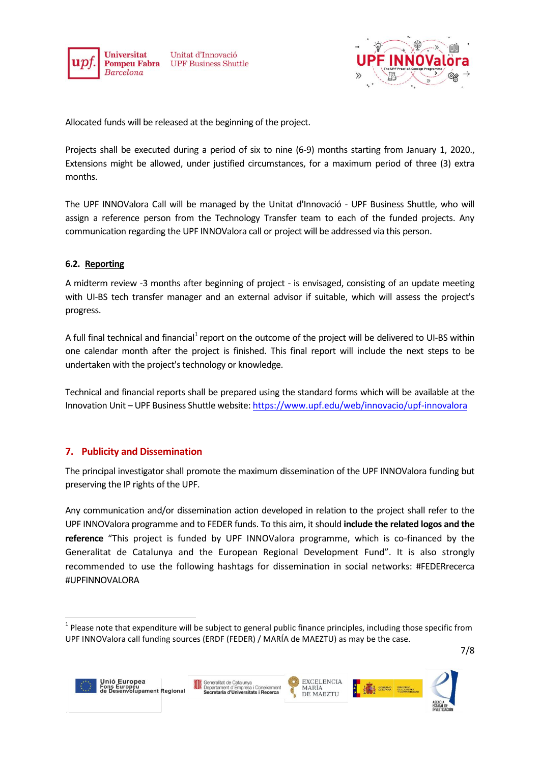Allocated funds will be released at the beginning of the project.

Projects shall be executed during a period of six to nine (6-9) months starting from January 1, 2020., Extensions might be allowed, under justified circumstances, for a maximum period of three (3) extra months.

The UPF INNOValora Call will be managed by the Unitat d'Innovació - UPF Business Shuttle, who will assign a reference person from the Technology Transfer team to each of the funded projects. Any communication regarding the UPF INNOValora call or project will be addressed via this person.

### 6.2. Reporting

A midterm review -3 months after beginning of project - is envisaged, consisting of an update meeting with UI-BS tech transfer manager and an external advisor if suitable, which will assess the project's progress.

A full final technical and financial[1] report on the outcome of the project will be delivered to UI-BS within one calendar month after the project is finished. This final report will include the next steps to be undertaken with the project's technology or knowledge.

Technical and financial reports shall be prepared using the standard forms which will be available at the Innovation Unit – UPF Business Shuttle website: [https://www.upf.edu/web/innovacio/upf-innovalora](https://www.upf.edu/web/innovacio/upf-innovalora)

## 7. Publicity and Dissemination

The principal investigator shall promote the maximum dissemination of the UPF INNOValora funding but preserving the IP rights of the UPF.

Any communication and/or dissemination action developed in relation to the project shall refer to the UPF INNOValora programme and to FEDER funds. To this aim, it should **include the related logos and the reference** "This project is funded by UPF INNOValora programme, which is co-financed by the Generalitat de Catalunya and the European Regional Development Fund". It is also strongly recommended to use the following hashtags for dissemination in social networks: #FEDERrecerca #UPFINNOVALORA

---

[1] Please note that expenditure will be subject to general public finance principles, including those specific from UPF INNOValora call funding sources (ERDF (FEDER) / MARÍA de MAEZTU) as may be the case.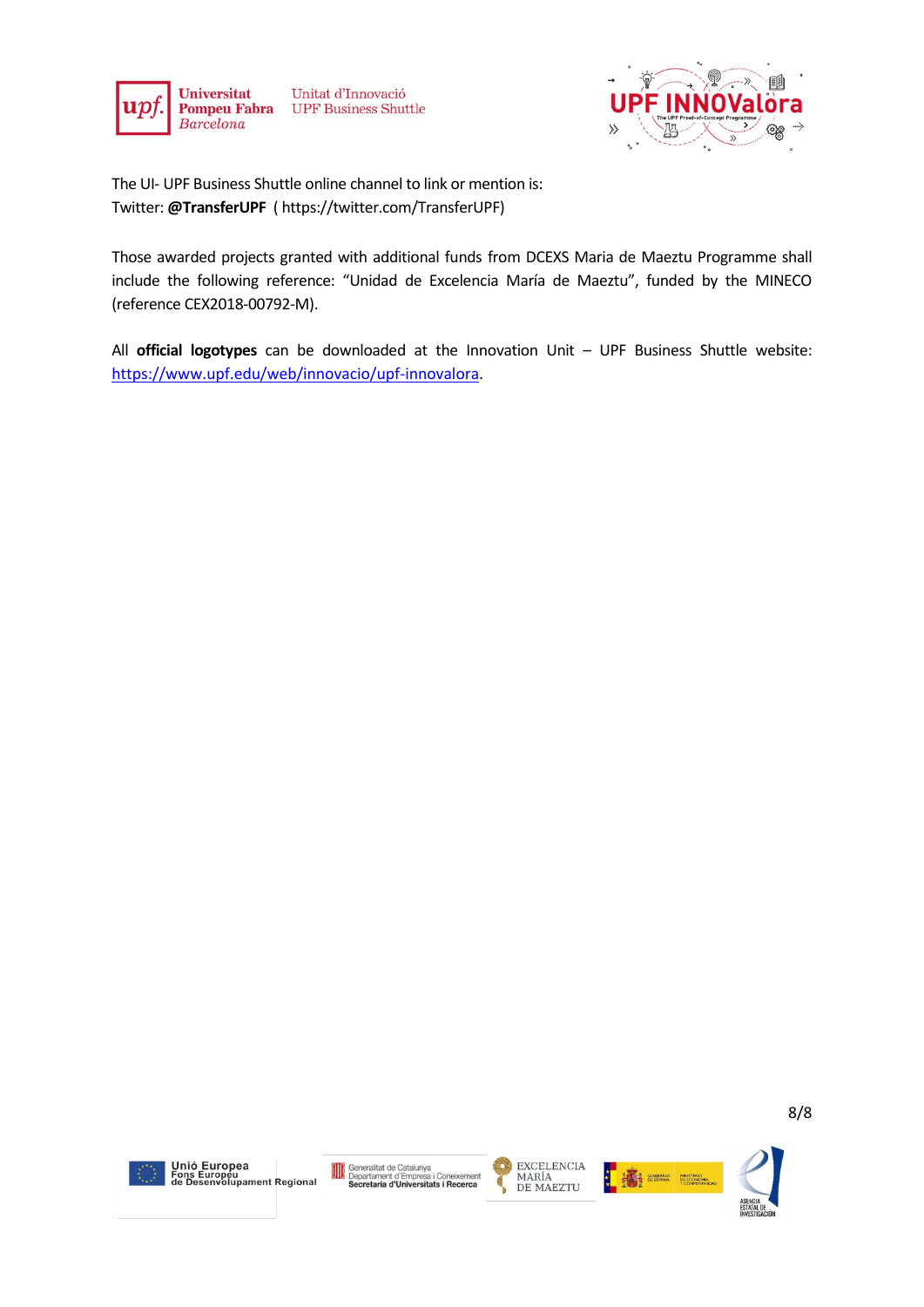The UI- UPF Business Shuttle online channel to link or mention is:
Twitter: **@TransferUPF** ( https://twitter.com/TransferUPF)

Those awarded projects granted with additional funds from DCEXS Maria de Maeztu Programme shall include the following reference: "Unidad de Excelencia María de Maeztu", funded by the MINECO (reference CEX2018-00792-M).

All **official logotypes** can be downloaded at the Innovation Unit – UPF Business Shuttle website: https://www.upf.edu/web/innovacio/upf-innovalora.